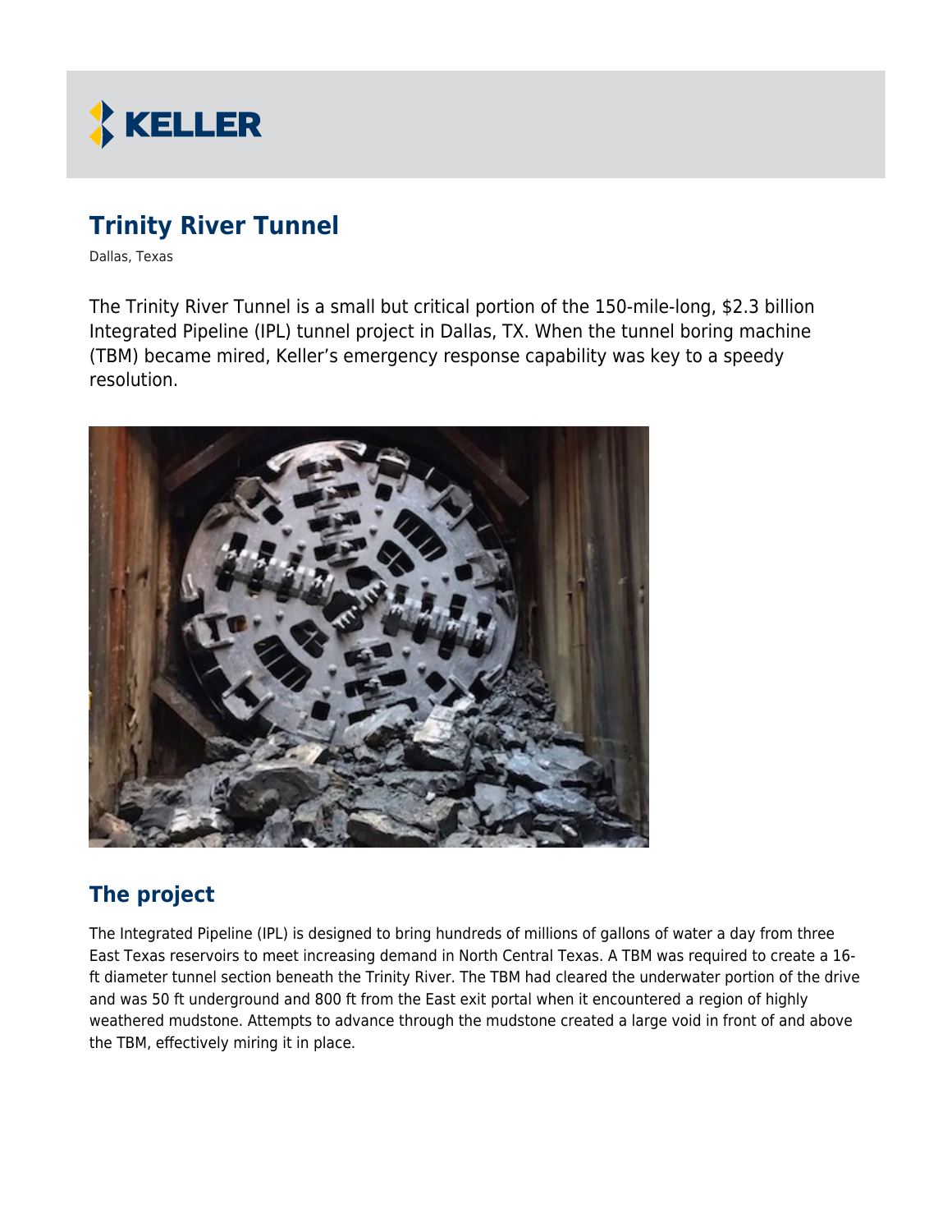# Trinity River Tunnel

Dallas, Texas

The Trinity River Tunnel is a small but critical portion of the 150-mile-long, $2.3 billion Integrated Pipeline (IPL) tunnel project in Dallas, TX. When the tunnel boring machine (TBM) became mired, Keller's emergency response capability was key to a speedy resolution.

## The project

The Integrated Pipeline (IPL) is designed to bring hundreds of millions of gallons of water a day from three East Texas reservoirs to meet increasing demand in North Central Texas. A TBM was required to create a 16-ft diameter tunnel section beneath the Trinity River. The TBM had cleared the underwater portion of the drive and was 50 ft underground and 800 ft from the East exit portal when it encountered a region of highly weathered mudstone. Attempts to advance through the mudstone created a large void in front of and above the TBM, effectively miring it in place.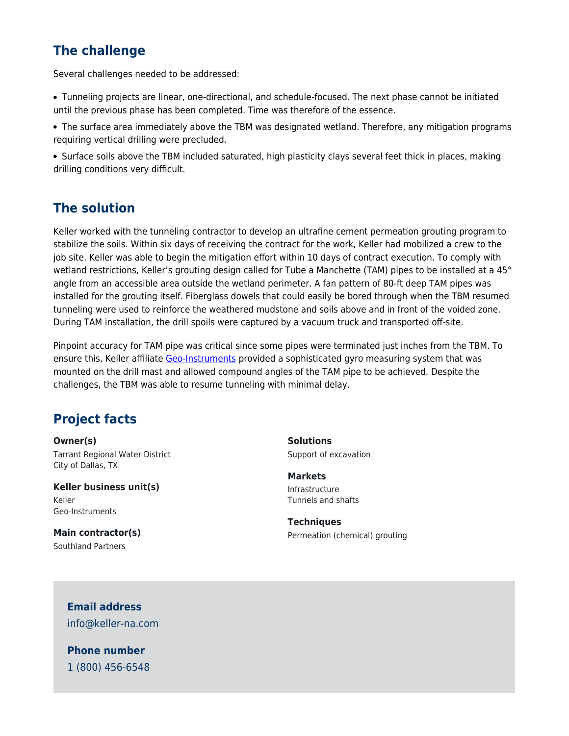## The challenge

Several challenges needed to be addressed:

- Tunneling projects are linear, one-directional, and schedule-focused. The next phase cannot be initiated until the previous phase has been completed. Time was therefore of the essence.
- The surface area immediately above the TBM was designated wetland. Therefore, any mitigation programs requiring vertical drilling were precluded.
- Surface soils above the TBM included saturated, high plasticity clays several feet thick in places, making drilling conditions very difficult.

## The solution

Keller worked with the tunneling contractor to develop an ultrafine cement permeation grouting program to stabilize the soils. Within six days of receiving the contract for the work, Keller had mobilized a crew to the job site. Keller was able to begin the mitigation effort within 10 days of contract execution. To comply with wetland restrictions, Keller's grouting design called for Tube a Manchette (TAM) pipes to be installed at a 45° angle from an accessible area outside the wetland perimeter. A fan pattern of 80-ft deep TAM pipes was installed for the grouting itself. Fiberglass dowels that could easily be bored through when the TBM resumed tunneling were used to reinforce the weathered mudstone and soils above and in front of the voided zone. During TAM installation, the drill spoils were captured by a vacuum truck and transported off-site.

Pinpoint accuracy for TAM pipe was critical since some pipes were terminated just inches from the TBM. To ensure this, Keller affiliate Geo-Instruments provided a sophisticated gyro measuring system that was mounted on the drill mast and allowed compound angles of the TAM pipe to be achieved. Despite the challenges, the TBM was able to resume tunneling with minimal delay.

## Project facts

**Owner(s)**
Tarrant Regional Water District
City of Dallas, TX

**Keller business unit(s)**
Keller
Geo-Instruments

**Main contractor(s)**
Southland Partners

**Solutions**
Support of excavation

**Markets**
Infrastructure
Tunnels and shafts

**Techniques**
Permeation (chemical) grouting

**Email address**
info@keller-na.com

**Phone number**
1 (800) 456-6548